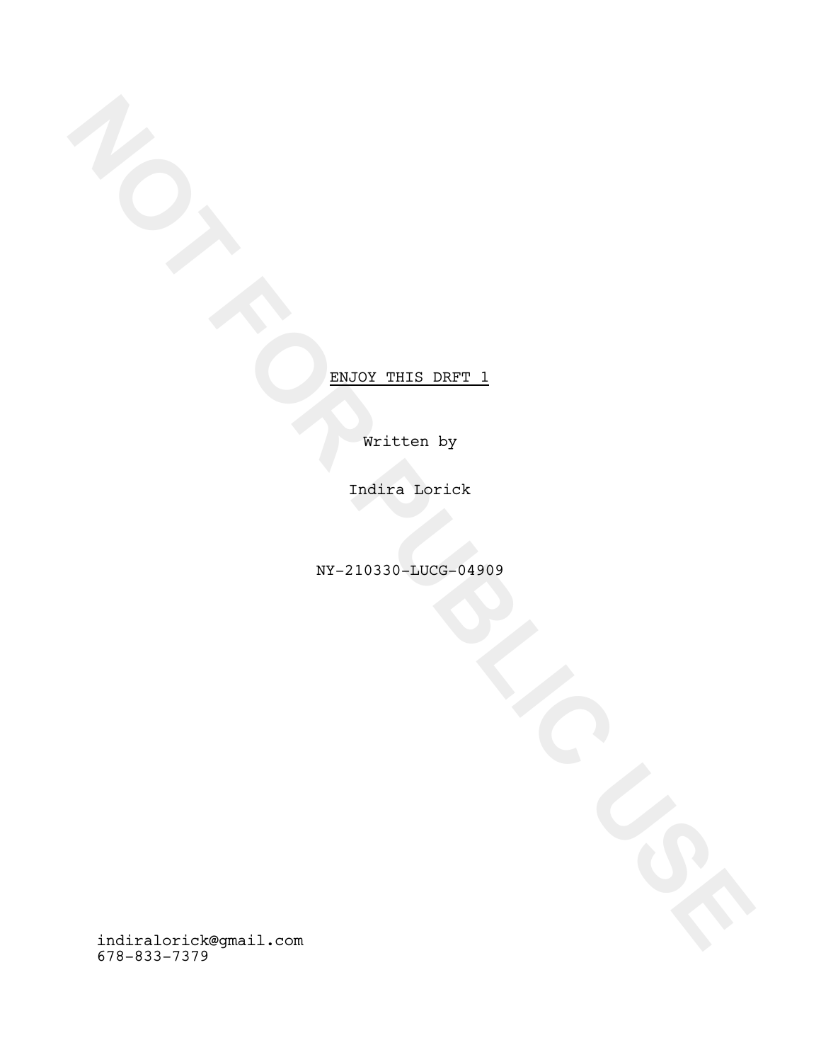<u>ENJOY THIS DRFT 1</u>

Written by

Indira Lorick

NY-210330-LUCG-04909

indiralorick@gmail.com
678-833-7379

NOT FOR PUBLIC USE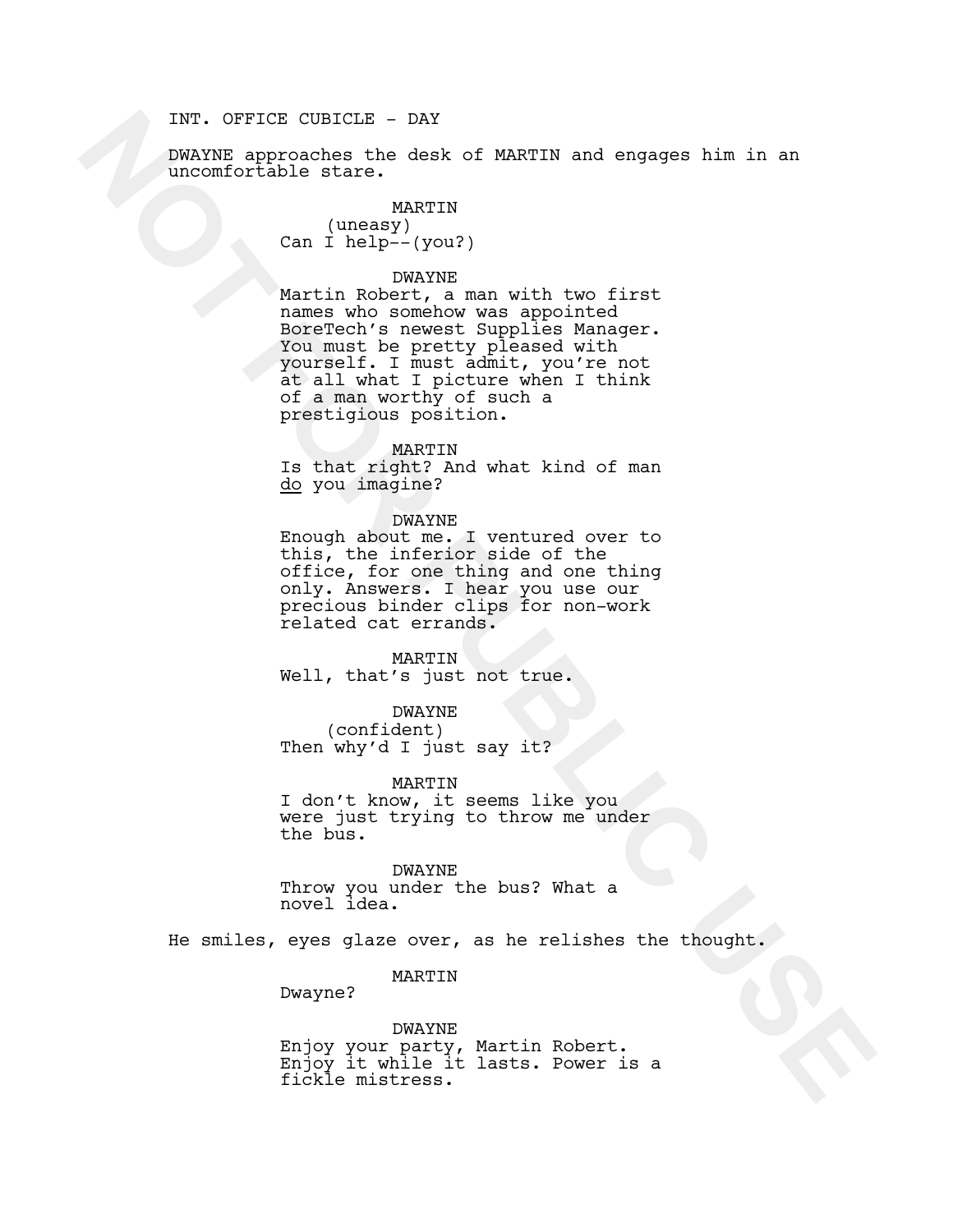INT. OFFICE CUBICLE - DAY

DWAYNE approaches the desk of MARTIN and engages him in an uncomfortable stare.

MARTIN
(uneasy)
Can I help--(you?)

DWAYNE
Martin Robert, a man with two first names who somehow was appointed BoreTech's newest Supplies Manager. You must be pretty pleased with yourself. I must admit, you're not at all what I picture when I think of a man worthy of such a prestigious position.

MARTIN
Is that right? And what kind of man <u>do</u> you imagine?

DWAYNE
Enough about me. I ventured over to this, the inferior side of the office, for one thing and one thing only. Answers. I hear you use our precious binder clips for non-work related cat errands.

MARTIN
Well, that's just not true.

DWAYNE
(confident)
Then why'd I just say it?

MARTIN
I don't know, it seems like you were just trying to throw me under the bus.

DWAYNE
Throw you under the bus? What a novel idea.

He smiles, eyes glaze over, as he relishes the thought.

MARTIN
Dwayne?

DWAYNE
Enjoy your party, Martin Robert. Enjoy it while it lasts. Power is a fickle mistress.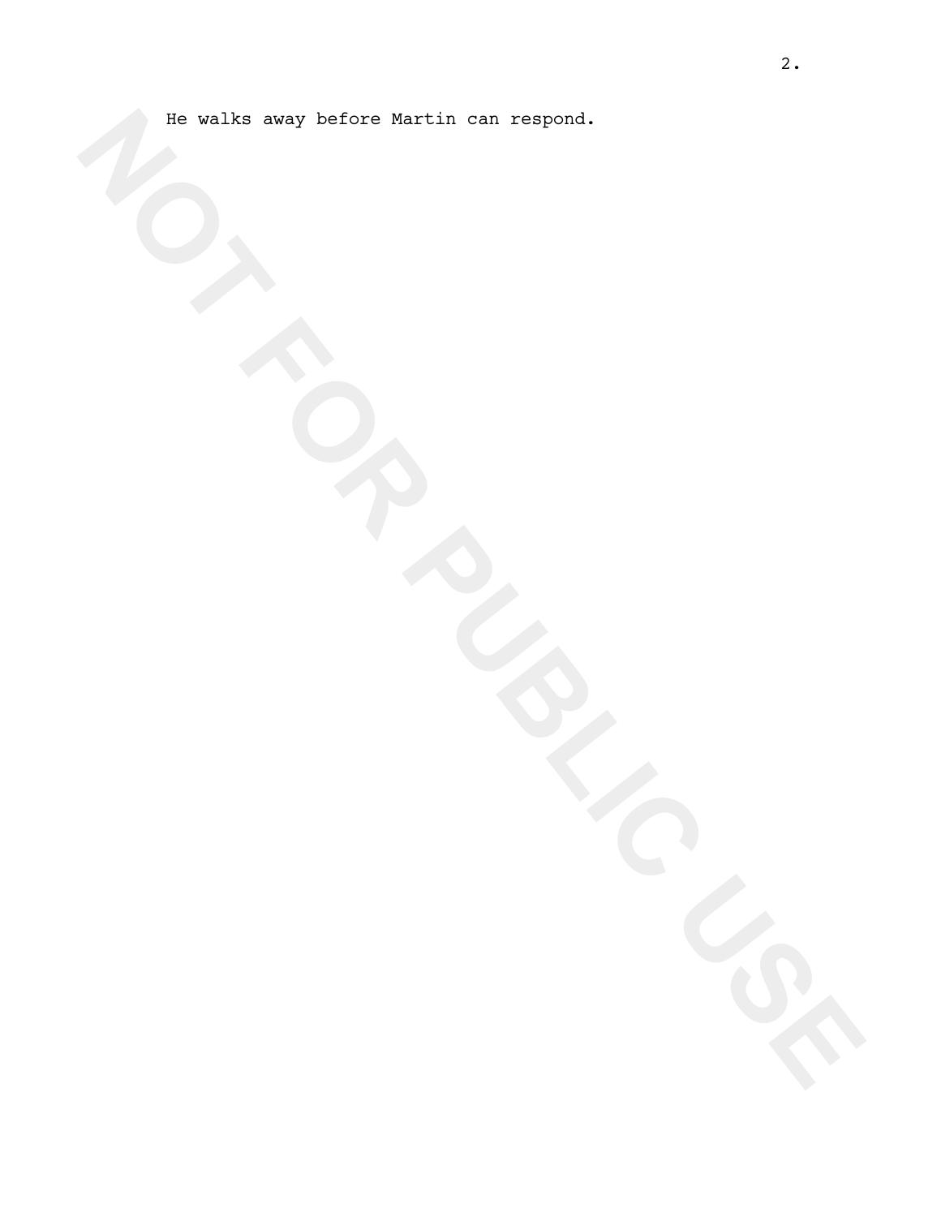He walks away before Martin can respond.